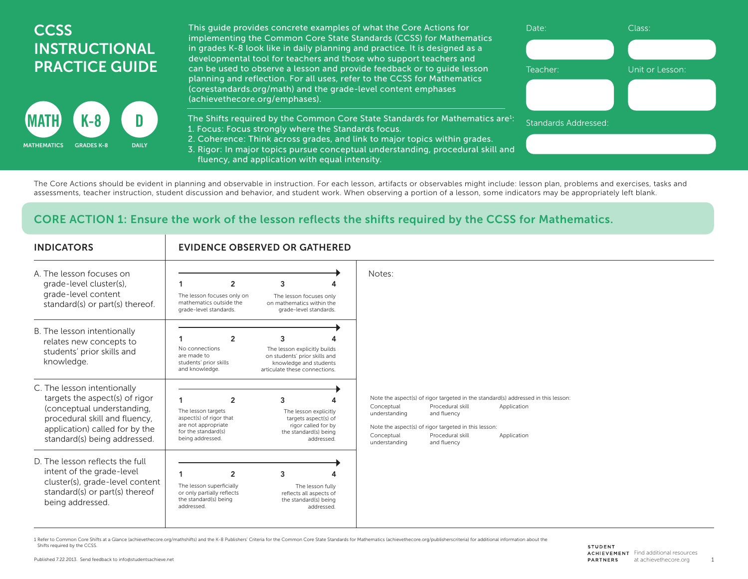# CCSS INSTRUCTIONAL PRACTICE GUIDE

MATH — MATHEMATICS | K-8 — GRADES K-8 | D — DAILY

This guide provides concrete examples of what the Core Actions for implementing the Common Core State Standards (CCSS) for Mathematics in grades K-8 look like in daily planning and practice. It is designed as a developmental tool for teachers and those who support teachers and can be used to observe a lesson and provide feedback or to guide lesson planning and reflection. For all uses, refer to the CCSS for Mathematics (corestandards.org/math) and the grade-level content emphases (achievethecore.org/emphases).

The Shifts required by the Common Core State Standards for Mathematics are[1]:

1. Focus: Focus strongly where the Standards focus.
2. Coherence: Think across grades, and link to major topics within grades.
3. Rigor: In major topics pursue conceptual understanding, procedural skill and fluency, and application with equal intensity.

Date:

Class:

Teacher:

Unit or Lesson:

Standards Addressed:

The Core Actions should be evident in planning and observable in instruction. For each lesson, artifacts or observables might include: lesson plan, problems and exercises, tasks and assessments, teacher instruction, student discussion and behavior, and student work. When observing a portion of a lesson, some indicators may be appropriately left blank.

## CORE ACTION 1: Ensure the work of the lesson reflects the shifts required by the CCSS for Mathematics.

| INDICATORS | EVIDENCE OBSERVED OR GATHERED | |
|---|---|---|
| A. The lesson focuses on grade-level cluster(s), grade-level content standard(s) or part(s) thereof. | 1 2 3 4<br>1: The lesson focuses only on mathematics outside the grade-level standards.<br>4: The lesson focuses only on mathematics within the grade-level standards. | Notes: |
| B. The lesson intentionally relates new concepts to students' prior skills and knowledge. | 1 2 3 4<br>1: No connections are made to students' prior skills and knowledge.<br>4: The lesson explicitly builds on students' prior skills and knowledge and students articulate these connections. | |
| C. The lesson intentionally targets the aspect(s) of rigor (conceptual understanding, procedural skill and fluency, application) called for by the standard(s) being addressed. | 1 2 3 4<br>1: The lesson targets aspect(s) of rigor that are not appropriate for the standard(s) being addressed.<br>4: The lesson explicitly targets aspect(s) of rigor called for by the standard(s) being addressed. | Note the aspect(s) of rigor targeted in the standard(s) addressed in this lesson:<br>Conceptual understanding — Procedural skill and fluency — Application<br><br>Note the aspect(s) of rigor targeted in this lesson:<br>Conceptual understanding — Procedural skill and fluency — Application |
| D. The lesson reflects the full intent of the grade-level cluster(s), grade-level content standard(s) or part(s) thereof being addressed. | 1 2 3 4<br>1: The lesson superficially or only partially reflects the standard(s) being addressed.<br>4: The lesson fully reflects all aspects of the standard(s) being addressed. | |

[1] Refer to Common Core Shifts at a Glance (achievethecore.org/mathshifts) and the K-8 Publishers' Criteria for the Common Core State Standards for Mathematics (achievethecore.org/publisherscriteria) for additional information about the Shifts required by the CCSS.

Published 7.22.2013. Send feedback to info@studentsachieve.net

STUDENT ACHIEVEMENT PARTNERS — Find additional resources at achievethecore.org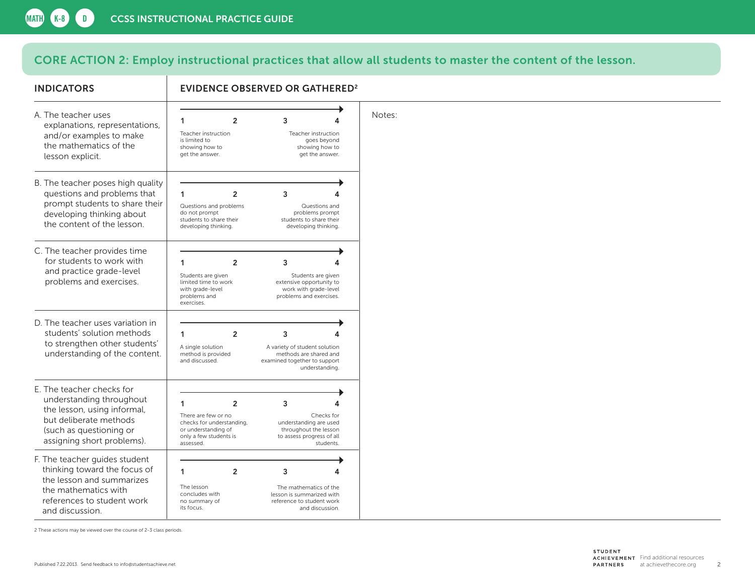## CORE ACTION 2: Employ instructional practices that allow all students to master the content of the lesson.

| INDICATORS | EVIDENCE OBSERVED OR GATHERED[2] | Notes: |
|---|---|---|
| A. The teacher uses explanations, representations, and/or examples to make the mathematics of the lesson explicit. | 1 2 3 4<br>1: Teacher instruction is limited to showing how to get the answer.<br>4: Teacher instruction goes beyond showing how to get the answer. | |
| B. The teacher poses high quality questions and problems that prompt students to share their developing thinking about the content of the lesson. | 1 2 3 4<br>1: Questions and problems do not prompt students to share their developing thinking.<br>4: Questions and problems prompt students to share their developing thinking. | |
| C. The teacher provides time for students to work with and practice grade-level problems and exercises. | 1 2 3 4<br>1: Students are given limited time to work with grade-level problems and exercises.<br>4: Students are given extensive opportunity to work with grade-level problems and exercises. | |
| D. The teacher uses variation in students' solution methods to strengthen other students' understanding of the content. | 1 2 3 4<br>1: A single solution method is provided and discussed.<br>4: A variety of student solution methods are shared and examined together to support understanding. | |
| E. The teacher checks for understanding throughout the lesson, using informal, but deliberate methods (such as questioning or assigning short problems). | 1 2 3 4<br>1: There are few or no checks for understanding, or understanding of only a few students is assessed.<br>4: Checks for understanding are used throughout the lesson to assess progress of all students. | |
| F. The teacher guides student thinking toward the focus of the lesson and summarizes the mathematics with references to student work and discussion. | 1 2 3 4<br>1: The lesson concludes with no summary of its focus.<br>4: The mathematics of the lesson is summarized with reference to student work and discussion. | |

2 These actions may be viewed over the course of 2-3 class periods.

Published 7.22.2013. Send feedback to info@studentsachieve.net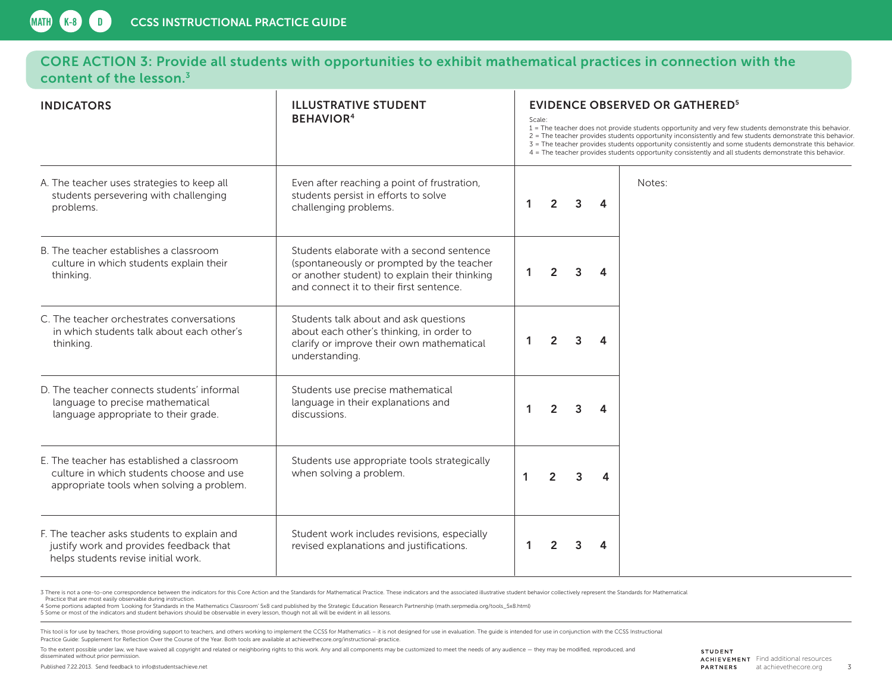## CORE ACTION 3: Provide all students with opportunities to exhibit mathematical practices in connection with the content of the lesson.[3]

| INDICATORS | ILLUSTRATIVE STUDENT BEHAVIOR[4] | EVIDENCE OBSERVED OR GATHERED[5] | |
|---|---|---|---|
| | | Scale:<br>1 = The teacher does not provide students opportunity and very few students demonstrate this behavior.<br>2 = The teacher provides students opportunity inconsistently and few students demonstrate this behavior.<br>3 = The teacher provides students opportunity consistently and some students demonstrate this behavior.<br>4 = The teacher provides students opportunity consistently and all students demonstrate this behavior. | |
| A. The teacher uses strategies to keep all students persevering with challenging problems. | Even after reaching a point of frustration, students persist in efforts to solve challenging problems. | 1 2 3 4 | Notes: |
| B. The teacher establishes a classroom culture in which students explain their thinking. | Students elaborate with a second sentence (spontaneously or prompted by the teacher or another student) to explain their thinking and connect it to their first sentence. | 1 2 3 4 | |
| C. The teacher orchestrates conversations in which students talk about each other's thinking. | Students talk about and ask questions about each other's thinking, in order to clarify or improve their own mathematical understanding. | 1 2 3 4 | |
| D. The teacher connects students' informal language to precise mathematical language appropriate to their grade. | Students use precise mathematical language in their explanations and discussions. | 1 2 3 4 | |
| E. The teacher has established a classroom culture in which students choose and use appropriate tools when solving a problem. | Students use appropriate tools strategically when solving a problem. | 1 2 3 4 | |
| F. The teacher asks students to explain and justify work and provides feedback that helps students revise initial work. | Student work includes revisions, especially revised explanations and justifications. | 1 2 3 4 | |

3 There is not a one-to-one correspondence between the indicators for this Core Action and the Standards for Mathematical Practice. These indicators and the associated illustrative student behavior collectively represent the Standards for Mathematical Practice that are most easily observable during instruction.
4 Some portions adapted from 'Looking for Standards in the Mathematics Classroom' 5x8 card published by the Strategic Education Research Partnership (math.serpmedia.org/tools_5x8.html)
5 Some or most of the indicators and student behaviors should be observable in every lesson, though not all will be evident in all lessons.

This tool is for use by teachers, those providing support to teachers, and others working to implement the CCSS for Mathematics – it is not designed for use in evaluation. The guide is intended for use in conjunction with the CCSS Instructional Practice Guide: Supplement for Reflection Over the Course of the Year. Both tools are available at achievethecore.org/instructional-practice.

To the extent possible under law, we have waived all copyright and related or neighboring rights to this work. Any and all components may be customized to meet the needs of any audience — they may be modified, reproduced, and disseminated without prior permission.

Published 7.22.2013. Send feedback to info@studentsachieve.net

STUDENT ACHIEVEMENT PARTNERS Find additional resources at achievethecore.org